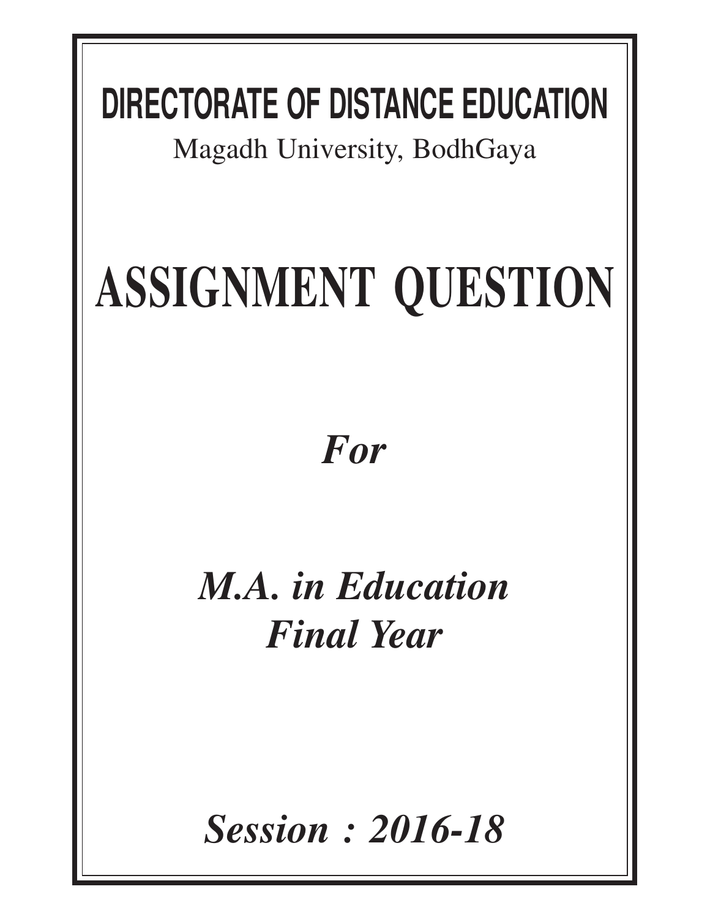# DIRECTORATE OF DISTANCE EDUCATION

Magadh University, BodhGaya

# ASSIGNMENT QUESTION

***For***

***M.A. in Education***
***Final Year***

***Session : 2016-18***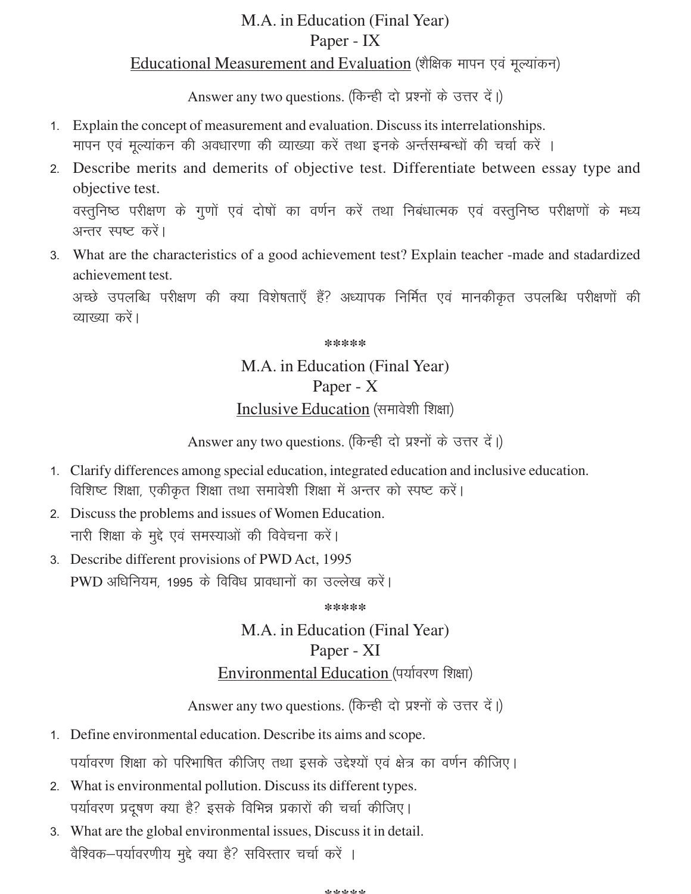# M.A. in Education (Final Year)

## Paper - IX

### Educational Measurement and Evaluation (शैक्षिक मापन एवं मूल्यांकन)

Answer any two questions. (किन्ही दो प्रश्नों के उत्तर दें।)

1. Explain the concept of measurement and evaluation. Discuss its interrelationships.
   मापन एवं मूल्यांकन की अवधारणा की व्याख्या करें तथा इनके अर्न्तसम्बन्धों की चर्चा करें ।
2. Describe merits and demerits of objective test. Differentiate between essay type and objective test.
   वस्तुनिष्ठ परीक्षण के गुणों एवं दोषों का वर्णन करें तथा निबंधात्मक एवं वस्तुनिष्ठ परीक्षणों के मध्य अन्तर स्पष्ट करें।
3. What are the characteristics of a good achievement test? Explain teacher -made and stadardized achievement test.
   अच्छे उपलब्धि परीक्षण की क्या विशेषताएँ हैं? अध्यापक निर्मित एवं मानकीकृत उपलब्धि परीक्षणों की व्याख्या करें।

*****

# M.A. in Education (Final Year)

## Paper - X

### Inclusive Education (समावेशी शिक्षा)

Answer any two questions. (किन्ही दो प्रश्नों के उत्तर दें।)

1. Clarify differences among special education, integrated education and inclusive education.
   विशिष्ट शिक्षा, एकीकृत शिक्षा तथा समावेशी शिक्षा में अन्तर को स्पष्ट करें।
2. Discuss the problems and issues of Women Education.
   नारी शिक्षा के मुद्दे एवं समस्याओं की विवेचना करें।
3. Describe different provisions of PWD Act, 1995
   PWD अधिनियम, 1995 के विविध प्रावधानों का उल्लेख करें।

*****

# M.A. in Education (Final Year)

## Paper - XI

### Environmental Education (पर्यावरण शिक्षा)

Answer any two questions. (किन्ही दो प्रश्नों के उत्तर दें।)

1. Define environmental education. Describe its aims and scope.
   पर्यावरण शिक्षा को परिभाषित कीजिए तथा इसके उद्देश्यों एवं क्षेत्र का वर्णन कीजिए।
2. What is environmental pollution. Discuss its different types.
   पर्यावरण प्रदूषण क्या है? इसके विभिन्न प्रकारों की चर्चा कीजिए।
3. What are the global environmental issues, Discuss it in detail.
   वैश्विक–पर्यावरणीय मुद्दे क्या है? सविस्तार चर्चा करें ।

*****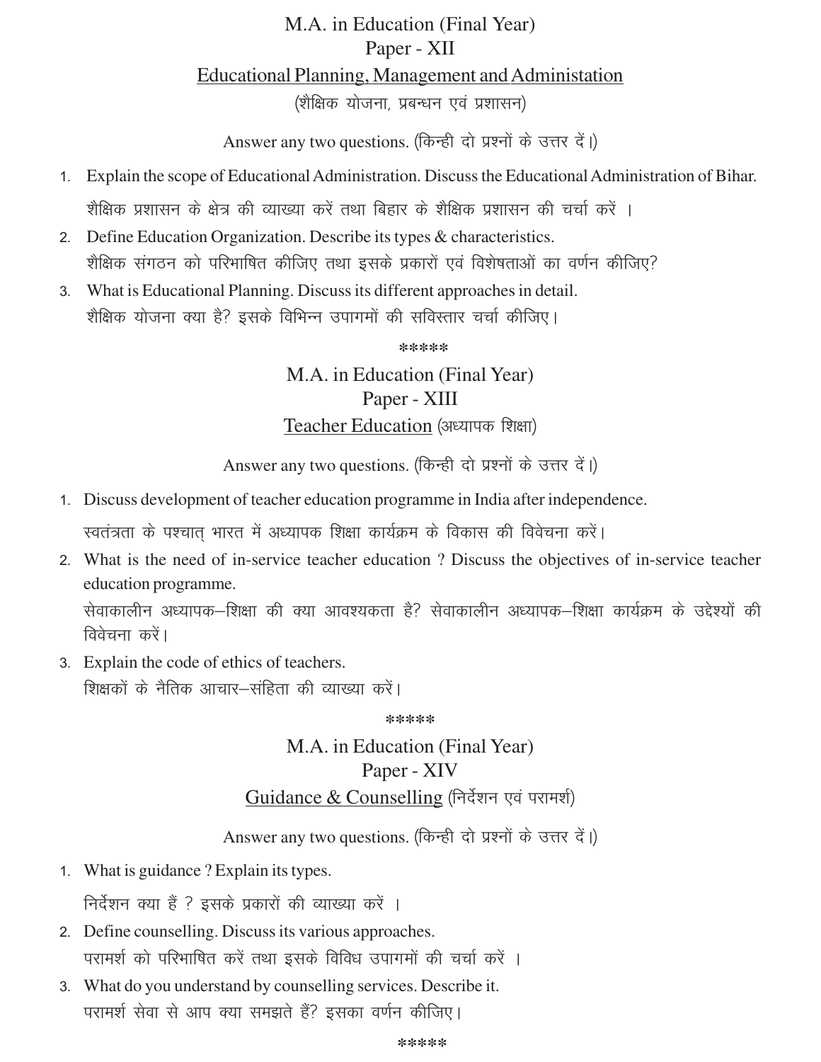# M.A. in Education (Final Year)

## Paper - XII

## Educational Planning, Management and Administation

(शैक्षिक योजना, प्रबन्धन एवं प्रशासन)

Answer any two questions. (किन्ही दो प्रश्नों के उत्तर दें।)

1. Explain the scope of Educational Administration. Discuss the Educational Administration of Bihar.

   शैक्षिक प्रशासन के क्षेत्र की व्याख्या करें तथा बिहार के शैक्षिक प्रशासन की चर्चा करें ।

2. Define Education Organization. Describe its types & characteristics.

   शैक्षिक संगठन को परिभाषित कीजिए तथा इसके प्रकारों एवं विशेषताओं का वर्णन कीजिए?

3. What is Educational Planning. Discuss its different approaches in detail.

   शैक्षिक योजना क्या है? इसके विभिन्न उपागमों की सविस्तार चर्चा कीजिए।

*****

# M.A. in Education (Final Year)

## Paper - XIII

## Teacher Education (अध्यापक शिक्षा)

Answer any two questions. (किन्ही दो प्रश्नों के उत्तर दें।)

1. Discuss development of teacher education programme in India after independence.

   स्वतंत्रता के पश्चात् भारत में अध्यापक शिक्षा कार्यक्रम के विकास की विवेचना करें।

2. What is the need of in-service teacher education ? Discuss the objectives of in-service teacher education programme.

   सेवाकालीन अध्यापक–शिक्षा की क्या आवश्यकता है? सेवाकालीन अध्यापक–शिक्षा कार्यक्रम के उद्देश्यों की विवेचना करें।

3. Explain the code of ethics of teachers.

   शिक्षकों के नैतिक आचार–संहिता की व्याख्या करें।

*****

# M.A. in Education (Final Year)

## Paper - XIV

## Guidance & Counselling (निर्देशन एवं परामर्श)

Answer any two questions. (किन्ही दो प्रश्नों के उत्तर दें।)

1. What is guidance ? Explain its types.

   निर्देशन क्या हैं ? इसके प्रकारों की व्याख्या करें ।

2. Define counselling. Discuss its various approaches.

   परामर्श को परिभाषित करें तथा इसके विविध उपागमों की चर्चा करें ।

3. What do you understand by counselling services. Describe it.

   परामर्श सेवा से आप क्या समझते हैं? इसका वर्णन कीजिए।

*****